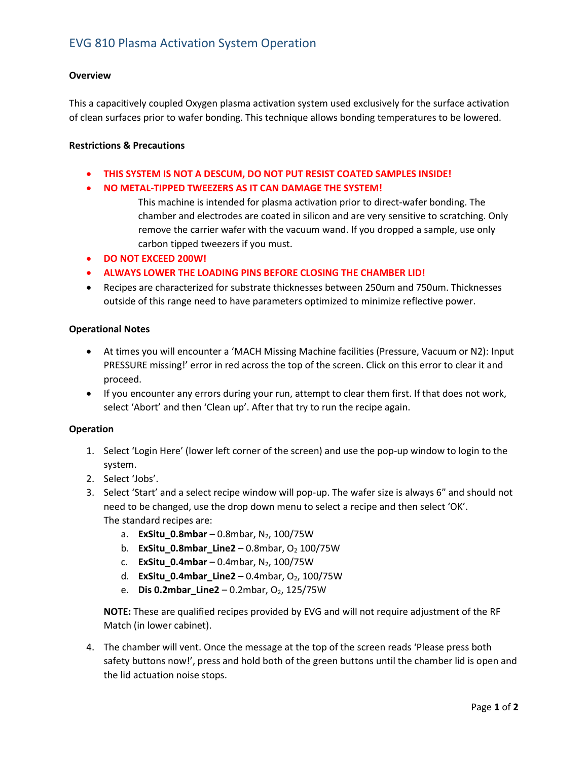# EVG 810 Plasma Activation System Operation

**Overview**

This a capacitively coupled Oxygen plasma activation system used exclusively for the surface activation of clean surfaces prior to wafer bonding. This technique allows bonding temperatures to be lowered.

**Restrictions & Precautions**

- **THIS SYSTEM IS NOT A DESCUM, DO NOT PUT RESIST COATED SAMPLES INSIDE!**
- **NO METAL-TIPPED TWEEZERS AS IT CAN DAMAGE THE SYSTEM!**

  This machine is intended for plasma activation prior to direct-wafer bonding. The chamber and electrodes are coated in silicon and are very sensitive to scratching. Only remove the carrier wafer with the vacuum wand. If you dropped a sample, use only carbon tipped tweezers if you must.
- **DO NOT EXCEED 200W!**
- **ALWAYS LOWER THE LOADING PINS BEFORE CLOSING THE CHAMBER LID!**
- Recipes are characterized for substrate thicknesses between 250um and 750um. Thicknesses outside of this range need to have parameters optimized to minimize reflective power.

**Operational Notes**

- At times you will encounter a 'MACH Missing Machine facilities (Pressure, Vacuum or N2): Input PRESSURE missing!' error in red across the top of the screen. Click on this error to clear it and proceed.
- If you encounter any errors during your run, attempt to clear them first. If that does not work, select 'Abort' and then 'Clean up'. After that try to run the recipe again.

**Operation**

1. Select 'Login Here' (lower left corner of the screen) and use the pop-up window to login to the system.
2. Select 'Jobs'.
3. Select 'Start' and a select recipe window will pop-up. The wafer size is always 6" and should not need to be changed, use the drop down menu to select a recipe and then select 'OK'.
   The standard recipes are:
   a. **ExSitu_0.8mbar** – 0.8mbar, $N_2$, 100/75W
   b. **ExSitu_0.8mbar_Line2** – 0.8mbar, $O_2$ 100/75W
   c. **ExSitu_0.4mbar** – 0.4mbar, $N_2$, 100/75W
   d. **ExSitu_0.4mbar_Line2** – 0.4mbar, $O_2$, 100/75W
   e. **Dis 0.2mbar_Line2** – 0.2mbar, $O_2$, 125/75W

   **NOTE:** These are qualified recipes provided by EVG and will not require adjustment of the RF Match (in lower cabinet).

4. The chamber will vent. Once the message at the top of the screen reads 'Please press both safety buttons now!', press and hold both of the green buttons until the chamber lid is open and the lid actuation noise stops.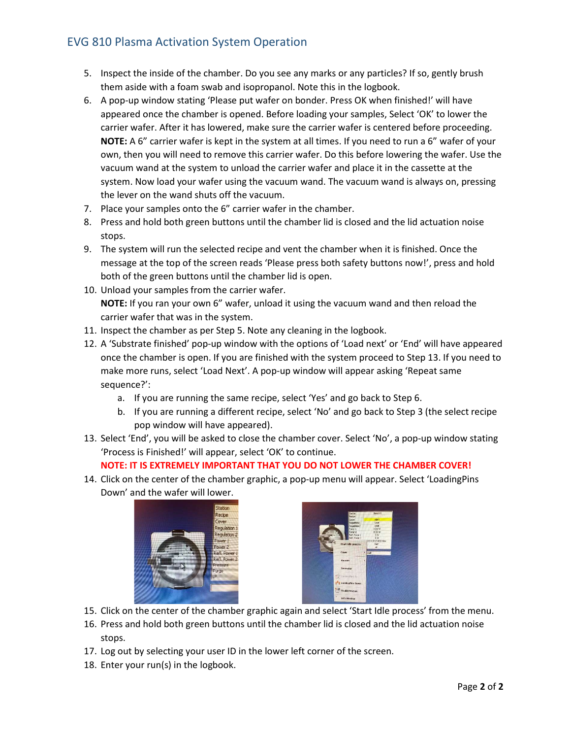5. Inspect the inside of the chamber. Do you see any marks or any particles? If so, gently brush them aside with a foam swab and isopropanol. Note this in the logbook.
6. A pop-up window stating 'Please put wafer on bonder. Press OK when finished!' will have appeared once the chamber is opened. Before loading your samples, Select 'OK' to lower the carrier wafer. After it has lowered, make sure the carrier wafer is centered before proceeding. **NOTE:** A 6" carrier wafer is kept in the system at all times. If you need to run a 6" wafer of your own, then you will need to remove this carrier wafer. Do this before lowering the wafer. Use the vacuum wand at the system to unload the carrier wafer and place it in the cassette at the system. Now load your wafer using the vacuum wand. The vacuum wand is always on, pressing the lever on the wand shuts off the vacuum.
7. Place your samples onto the 6" carrier wafer in the chamber.
8. Press and hold both green buttons until the chamber lid is closed and the lid actuation noise stops.
9. The system will run the selected recipe and vent the chamber when it is finished. Once the message at the top of the screen reads 'Please press both safety buttons now!', press and hold both of the green buttons until the chamber lid is open.
10. Unload your samples from the carrier wafer.
    **NOTE:** If you ran your own 6" wafer, unload it using the vacuum wand and then reload the carrier wafer that was in the system.
11. Inspect the chamber as per Step 5. Note any cleaning in the logbook.
12. A 'Substrate finished' pop-up window with the options of 'Load next' or 'End' will have appeared once the chamber is open. If you are finished with the system proceed to Step 13. If you need to make more runs, select 'Load Next'. A pop-up window will appear asking 'Repeat same sequence?':
    a. If you are running the same recipe, select 'Yes' and go back to Step 6.
    b. If you are running a different recipe, select 'No' and go back to Step 3 (the select recipe pop window will have appeared).
13. Select 'End', you will be asked to close the chamber cover. Select 'No', a pop-up window stating 'Process is Finished!' will appear, select 'OK' to continue.
    **NOTE: IT IS EXTREMELY IMPORTANT THAT YOU DO NOT LOWER THE CHAMBER COVER!**
14. Click on the center of the chamber graphic, a pop-up menu will appear. Select 'LoadingPins Down' and the wafer will lower.
15. Click on the center of the chamber graphic again and select 'Start Idle process' from the menu.
16. Press and hold both green buttons until the chamber lid is closed and the lid actuation noise stops.
17. Log out by selecting your user ID in the lower left corner of the screen.
18. Enter your run(s) in the logbook.